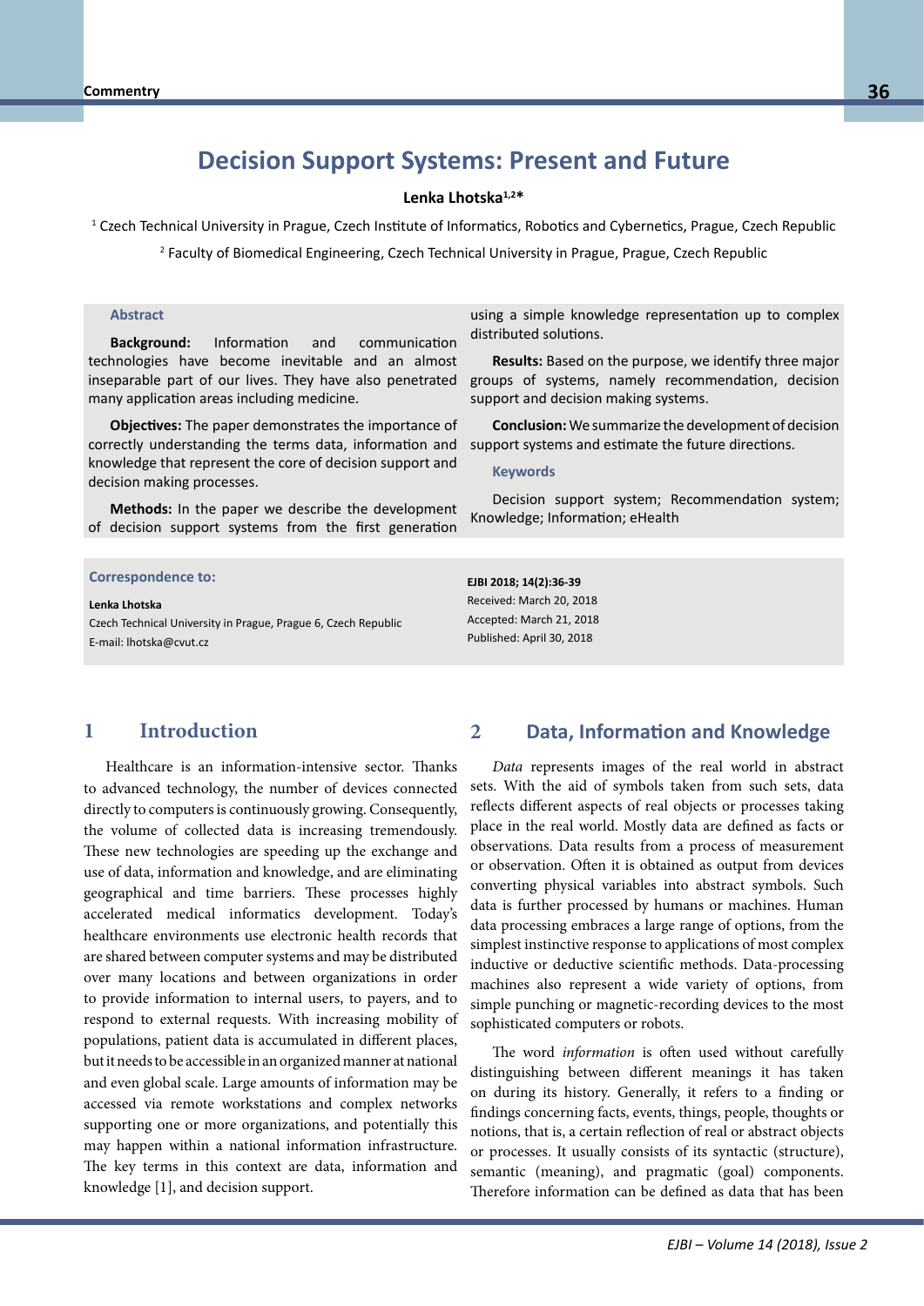# Decision Support Systems: Present and Future

**Lenka Lhotska[1,2]***

[1] Czech Technical University in Prague, Czech Institute of Informatics, Robotics and Cybernetics, Prague, Czech Republic

[2] Faculty of Biomedical Engineering, Czech Technical University in Prague, Prague, Czech Republic

### Abstract

**Background:** Information and communication technologies have become inevitable and an almost inseparable part of our lives. They have also penetrated many application areas including medicine.

**Objectives:** The paper demonstrates the importance of correctly understanding the terms data, information and knowledge that represent the core of decision support and decision making processes.

**Methods:** In the paper we describe the development of decision support systems from the first generation using a simple knowledge representation up to complex distributed solutions.

**Results:** Based on the purpose, we identify three major groups of systems, namely recommendation, decision support and decision making systems.

**Conclusion:** We summarize the development of decision support systems and estimate the future directions.

### Keywords

Decision support system; Recommendation system; Knowledge; Information; eHealth

**Correspondence to:**

**Lenka Lhotska**
Czech Technical University in Prague, Prague 6, Czech Republic
E-mail: lhotska@cvut.cz

**EJBI 2018; 14(2):36-39**
Received: March 20, 2018
Accepted: March 21, 2018
Published: April 30, 2018

## 1 Introduction

Healthcare is an information-intensive sector. Thanks to advanced technology, the number of devices connected directly to computers is continuously growing. Consequently, the volume of collected data is increasing tremendously. These new technologies are speeding up the exchange and use of data, information and knowledge, and are eliminating geographical and time barriers. These processes highly accelerated medical informatics development. Today's healthcare environments use electronic health records that are shared between computer systems and may be distributed over many locations and between organizations in order to provide information to internal users, to payers, and to respond to external requests. With increasing mobility of populations, patient data is accumulated in different places, but it needs to be accessible in an organized manner at national and even global scale. Large amounts of information may be accessed via remote workstations and complex networks supporting one or more organizations, and potentially this may happen within a national information infrastructure. The key terms in this context are data, information and knowledge [1], and decision support.

## 2 Data, Information and Knowledge

*Data* represents images of the real world in abstract sets. With the aid of symbols taken from such sets, data reflects different aspects of real objects or processes taking place in the real world. Mostly data are defined as facts or observations. Data results from a process of measurement or observation. Often it is obtained as output from devices converting physical variables into abstract symbols. Such data is further processed by humans or machines. Human data processing embraces a large range of options, from the simplest instinctive response to applications of most complex inductive or deductive scientific methods. Data-processing machines also represent a wide variety of options, from simple punching or magnetic-recording devices to the most sophisticated computers or robots.

The word *information* is often used without carefully distinguishing between different meanings it has taken on during its history. Generally, it refers to a finding or findings concerning facts, events, things, people, thoughts or notions, that is, a certain reflection of real or abstract objects or processes. It usually consists of its syntactic (structure), semantic (meaning), and pragmatic (goal) components. Therefore information can be defined as data that has been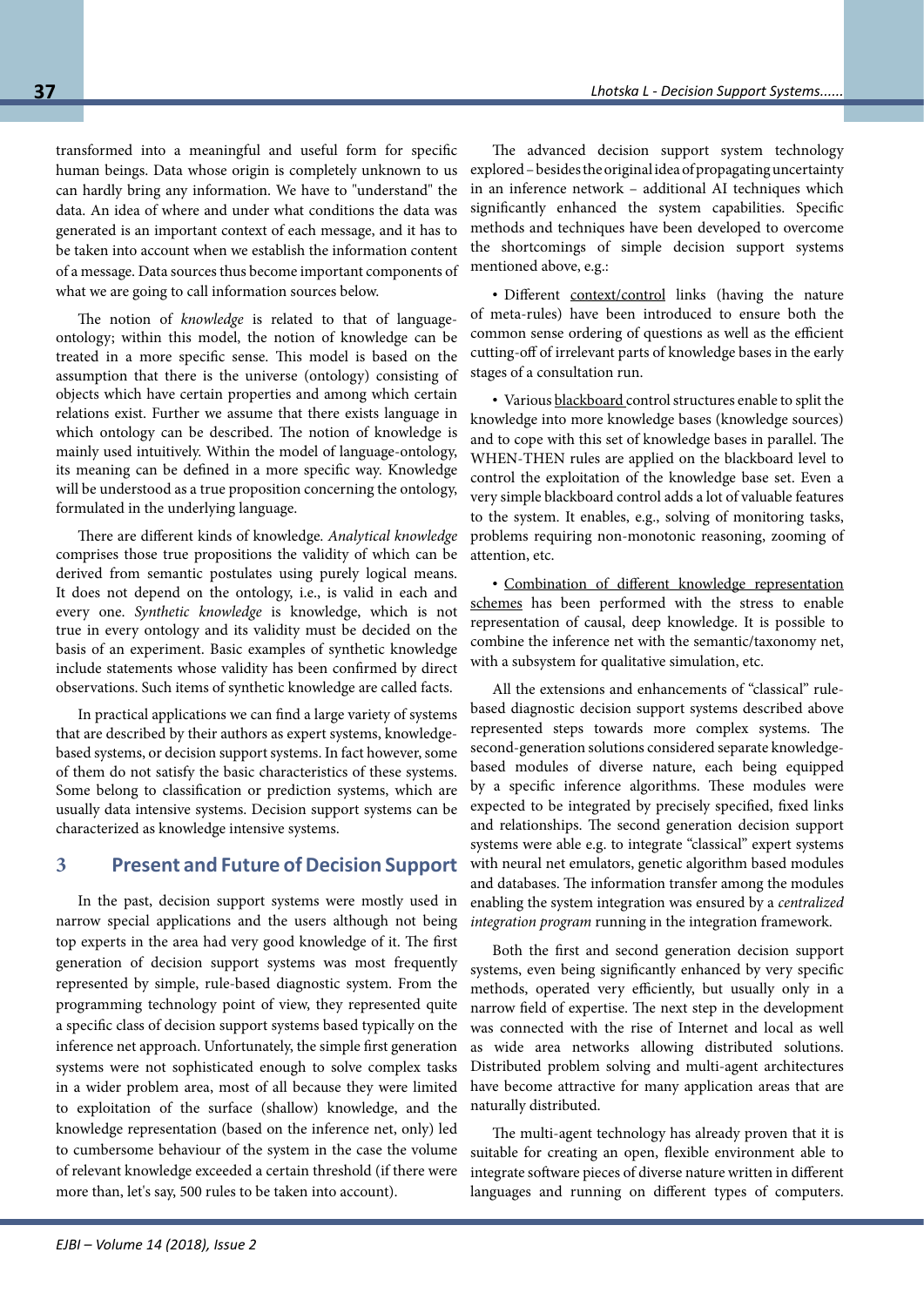transformed into a meaningful and useful form for specific human beings. Data whose origin is completely unknown to us can hardly bring any information. We have to "understand" the data. An idea of where and under what conditions the data was generated is an important context of each message, and it has to be taken into account when we establish the information content of a message. Data sources thus become important components of what we are going to call information sources below.

The notion of *knowledge* is related to that of language-ontology; within this model, the notion of knowledge can be treated in a more specific sense. This model is based on the assumption that there is the universe (ontology) consisting of objects which have certain properties and among which certain relations exist. Further we assume that there exists language in which ontology can be described. The notion of knowledge is mainly used intuitively. Within the model of language-ontology, its meaning can be defined in a more specific way. Knowledge will be understood as a true proposition concerning the ontology, formulated in the underlying language.

There are different kinds of knowledge. *Analytical knowledge* comprises those true propositions the validity of which can be derived from semantic postulates using purely logical means. It does not depend on the ontology, i.e., is valid in each and every one. *Synthetic knowledge* is knowledge, which is not true in every ontology and its validity must be decided on the basis of an experiment. Basic examples of synthetic knowledge include statements whose validity has been confirmed by direct observations. Such items of synthetic knowledge are called facts.

In practical applications we can find a large variety of systems that are described by their authors as expert systems, knowledge-based systems, or decision support systems. In fact however, some of them do not satisfy the basic characteristics of these systems. Some belong to classification or prediction systems, which are usually data intensive systems. Decision support systems can be characterized as knowledge intensive systems.

## 3 Present and Future of Decision Support

In the past, decision support systems were mostly used in narrow special applications and the users although not being top experts in the area had very good knowledge of it. The first generation of decision support systems was most frequently represented by simple, rule-based diagnostic system. From the programming technology point of view, they represented quite a specific class of decision support systems based typically on the inference net approach. Unfortunately, the simple first generation systems were not sophisticated enough to solve complex tasks in a wider problem area, most of all because they were limited to exploitation of the surface (shallow) knowledge, and the knowledge representation (based on the inference net, only) led to cumbersome behaviour of the system in the case the volume of relevant knowledge exceeded a certain threshold (if there were more than, let's say, 500 rules to be taken into account).

The advanced decision support system technology explored – besides the original idea of propagating uncertainty in an inference network – additional AI techniques which significantly enhanced the system capabilities. Specific methods and techniques have been developed to overcome the shortcomings of simple decision support systems mentioned above, e.g.:

- Different context/control links (having the nature of meta-rules) have been introduced to ensure both the common sense ordering of questions as well as the efficient cutting-off of irrelevant parts of knowledge bases in the early stages of a consultation run.
- Various blackboard control structures enable to split the knowledge into more knowledge bases (knowledge sources) and to cope with this set of knowledge bases in parallel. The WHEN-THEN rules are applied on the blackboard level to control the exploitation of the knowledge base set. Even a very simple blackboard control adds a lot of valuable features to the system. It enables, e.g., solving of monitoring tasks, problems requiring non-monotonic reasoning, zooming of attention, etc.
- Combination of different knowledge representation schemes has been performed with the stress to enable representation of causal, deep knowledge. It is possible to combine the inference net with the semantic/taxonomy net, with a subsystem for qualitative simulation, etc.

All the extensions and enhancements of "classical" rule-based diagnostic decision support systems described above represented steps towards more complex systems. The second-generation solutions considered separate knowledge-based modules of diverse nature, each being equipped by a specific inference algorithms. These modules were expected to be integrated by precisely specified, fixed links and relationships. The second generation decision support systems were able e.g. to integrate "classical" expert systems with neural net emulators, genetic algorithm based modules and databases. The information transfer among the modules enabling the system integration was ensured by a *centralized integration program* running in the integration framework.

Both the first and second generation decision support systems, even being significantly enhanced by very specific methods, operated very efficiently, but usually only in a narrow field of expertise. The next step in the development was connected with the rise of Internet and local as well as wide area networks allowing distributed solutions. Distributed problem solving and multi-agent architectures have become attractive for many application areas that are naturally distributed.

The multi-agent technology has already proven that it is suitable for creating an open, flexible environment able to integrate software pieces of diverse nature written in different languages and running on different types of computers.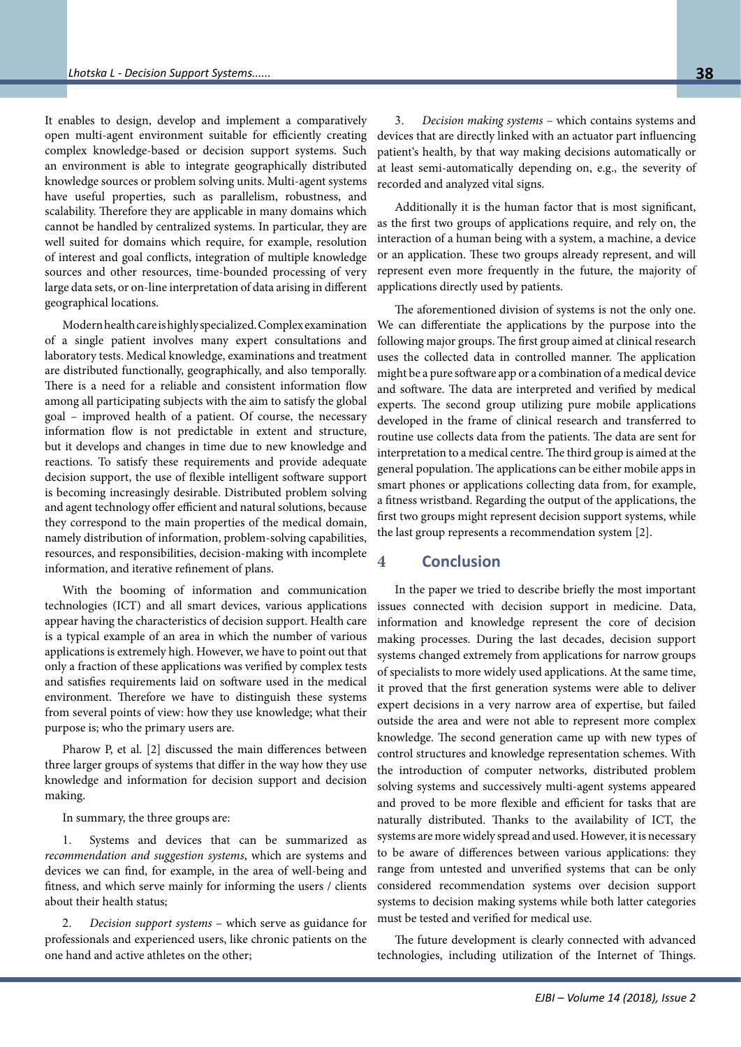It enables to design, develop and implement a comparatively open multi-agent environment suitable for efficiently creating complex knowledge-based or decision support systems. Such an environment is able to integrate geographically distributed knowledge sources or problem solving units. Multi-agent systems have useful properties, such as parallelism, robustness, and scalability. Therefore they are applicable in many domains which cannot be handled by centralized systems. In particular, they are well suited for domains which require, for example, resolution of interest and goal conflicts, integration of multiple knowledge sources and other resources, time-bounded processing of very large data sets, or on-line interpretation of data arising in different geographical locations.

Modern health care is highly specialized. Complex examination of a single patient involves many expert consultations and laboratory tests. Medical knowledge, examinations and treatment are distributed functionally, geographically, and also temporally. There is a need for a reliable and consistent information flow among all participating subjects with the aim to satisfy the global goal – improved health of a patient. Of course, the necessary information flow is not predictable in extent and structure, but it develops and changes in time due to new knowledge and reactions. To satisfy these requirements and provide adequate decision support, the use of flexible intelligent software support is becoming increasingly desirable. Distributed problem solving and agent technology offer efficient and natural solutions, because they correspond to the main properties of the medical domain, namely distribution of information, problem-solving capabilities, resources, and responsibilities, decision-making with incomplete information, and iterative refinement of plans.

With the booming of information and communication technologies (ICT) and all smart devices, various applications appear having the characteristics of decision support. Health care is a typical example of an area in which the number of various applications is extremely high. However, we have to point out that only a fraction of these applications was verified by complex tests and satisfies requirements laid on software used in the medical environment. Therefore we have to distinguish these systems from several points of view: how they use knowledge; what their purpose is; who the primary users are.

Pharow P, et al. [2] discussed the main differences between three larger groups of systems that differ in the way how they use knowledge and information for decision support and decision making.

In summary, the three groups are:

1. Systems and devices that can be summarized as *recommendation and suggestion systems*, which are systems and devices we can find, for example, in the area of well-being and fitness, and which serve mainly for informing the users / clients about their health status;

2. *Decision support systems* – which serve as guidance for professionals and experienced users, like chronic patients on the one hand and active athletes on the other;

3. *Decision making systems* – which contains systems and devices that are directly linked with an actuator part influencing patient's health, by that way making decisions automatically or at least semi-automatically depending on, e.g., the severity of recorded and analyzed vital signs.

Additionally it is the human factor that is most significant, as the first two groups of applications require, and rely on, the interaction of a human being with a system, a machine, a device or an application. These two groups already represent, and will represent even more frequently in the future, the majority of applications directly used by patients.

The aforementioned division of systems is not the only one. We can differentiate the applications by the purpose into the following major groups. The first group aimed at clinical research uses the collected data in controlled manner. The application might be a pure software app or a combination of a medical device and software. The data are interpreted and verified by medical experts. The second group utilizing pure mobile applications developed in the frame of clinical research and transferred to routine use collects data from the patients. The data are sent for interpretation to a medical centre. The third group is aimed at the general population. The applications can be either mobile apps in smart phones or applications collecting data from, for example, a fitness wristband. Regarding the output of the applications, the first two groups might represent decision support systems, while the last group represents a recommendation system [2].

## 4 Conclusion

In the paper we tried to describe briefly the most important issues connected with decision support in medicine. Data, information and knowledge represent the core of decision making processes. During the last decades, decision support systems changed extremely from applications for narrow groups of specialists to more widely used applications. At the same time, it proved that the first generation systems were able to deliver expert decisions in a very narrow area of expertise, but failed outside the area and were not able to represent more complex knowledge. The second generation came up with new types of control structures and knowledge representation schemes. With the introduction of computer networks, distributed problem solving systems and successively multi-agent systems appeared and proved to be more flexible and efficient for tasks that are naturally distributed. Thanks to the availability of ICT, the systems are more widely spread and used. However, it is necessary to be aware of differences between various applications: they range from untested and unverified systems that can be only considered recommendation systems over decision support systems to decision making systems while both latter categories must be tested and verified for medical use.

The future development is clearly connected with advanced technologies, including utilization of the Internet of Things.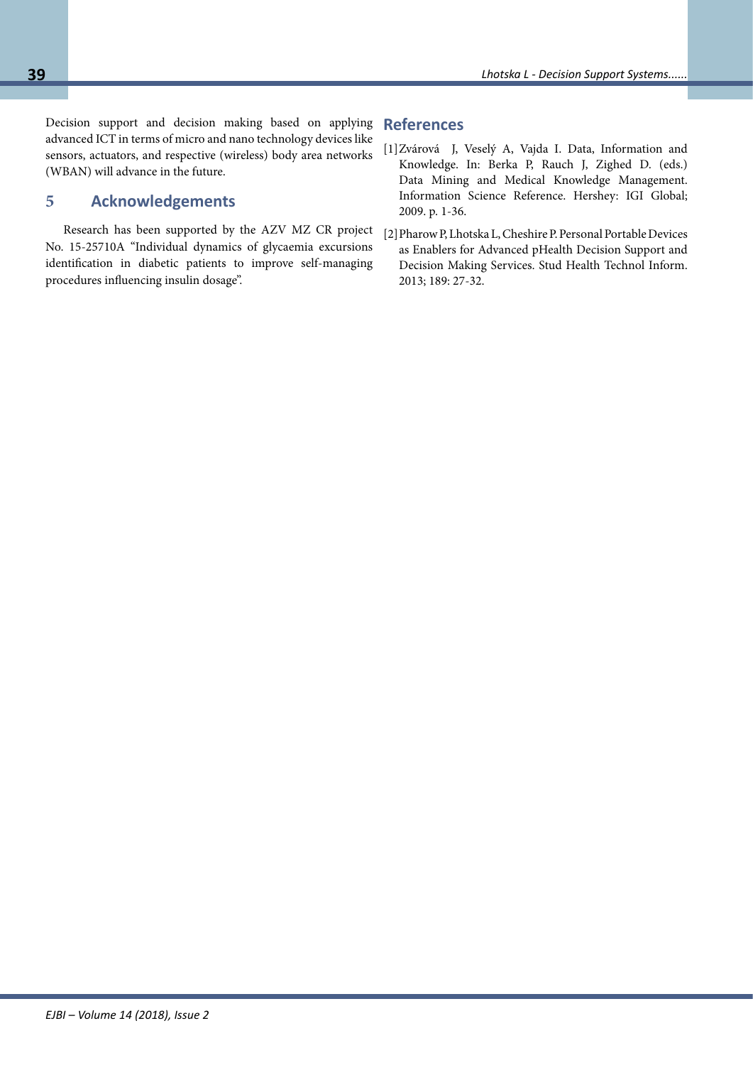Decision support and decision making based on applying advanced ICT in terms of micro and nano technology devices like sensors, actuators, and respective (wireless) body area networks (WBAN) will advance in the future.

## 5 Acknowledgements

Research has been supported by the AZV MZ CR project No. 15-25710A "Individual dynamics of glycaemia excursions identification in diabetic patients to improve self-managing procedures influencing insulin dosage".

## References

[1] Zvárová J, Veselý A, Vajda I. Data, Information and Knowledge. In: Berka P, Rauch J, Zighed D. (eds.) Data Mining and Medical Knowledge Management. Information Science Reference. Hershey: IGI Global; 2009. p. 1-36.

[2] Pharow P, Lhotska L, Cheshire P. Personal Portable Devices as Enablers for Advanced pHealth Decision Support and Decision Making Services. Stud Health Technol Inform. 2013; 189: 27-32.